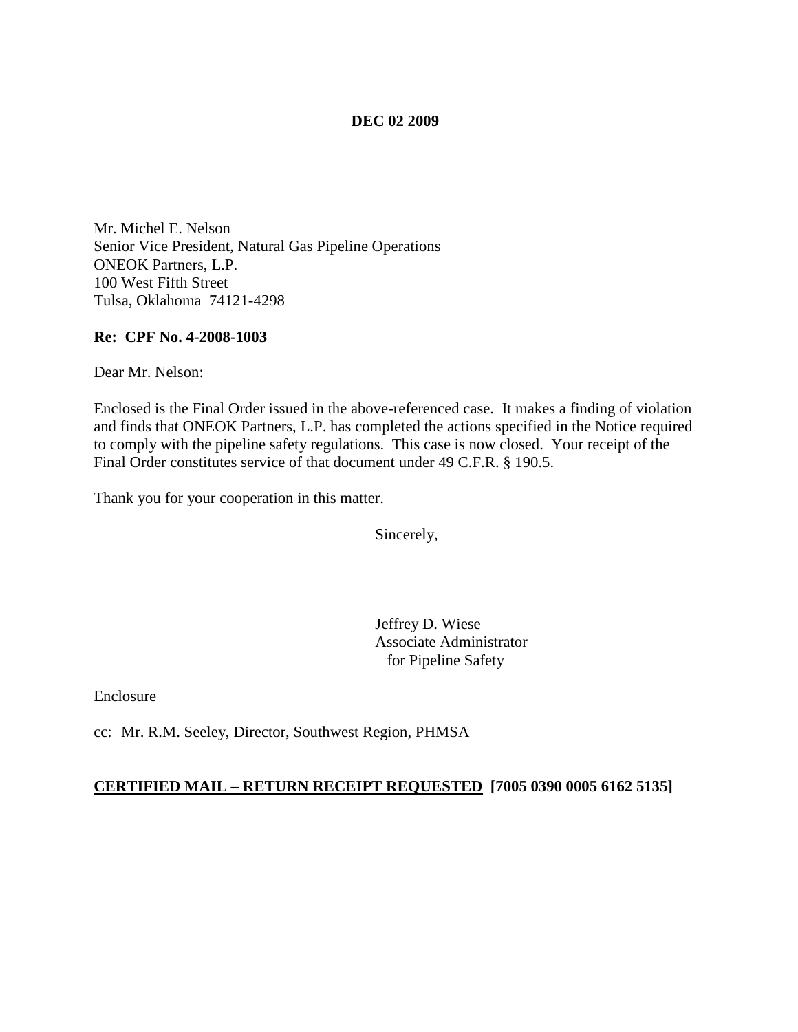**DEC 02 2009**

Mr. Michel E. Nelson
Senior Vice President, Natural Gas Pipeline Operations
ONEOK Partners, L.P.
100 West Fifth Street
Tulsa, Oklahoma 74121-4298

**Re: CPF No. 4-2008-1003**

Dear Mr. Nelson:

Enclosed is the Final Order issued in the above-referenced case. It makes a finding of violation and finds that ONEOK Partners, L.P. has completed the actions specified in the Notice required to comply with the pipeline safety regulations. This case is now closed. Your receipt of the Final Order constitutes service of that document under 49 C.F.R. § 190.5.

Thank you for your cooperation in this matter.

Sincerely,

Jeffrey D. Wiese
Associate Administrator
for Pipeline Safety

Enclosure

cc: Mr. R.M. Seeley, Director, Southwest Region, PHMSA

**CERTIFIED MAIL – RETURN RECEIPT REQUESTED [7005 0390 0005 6162 5135]**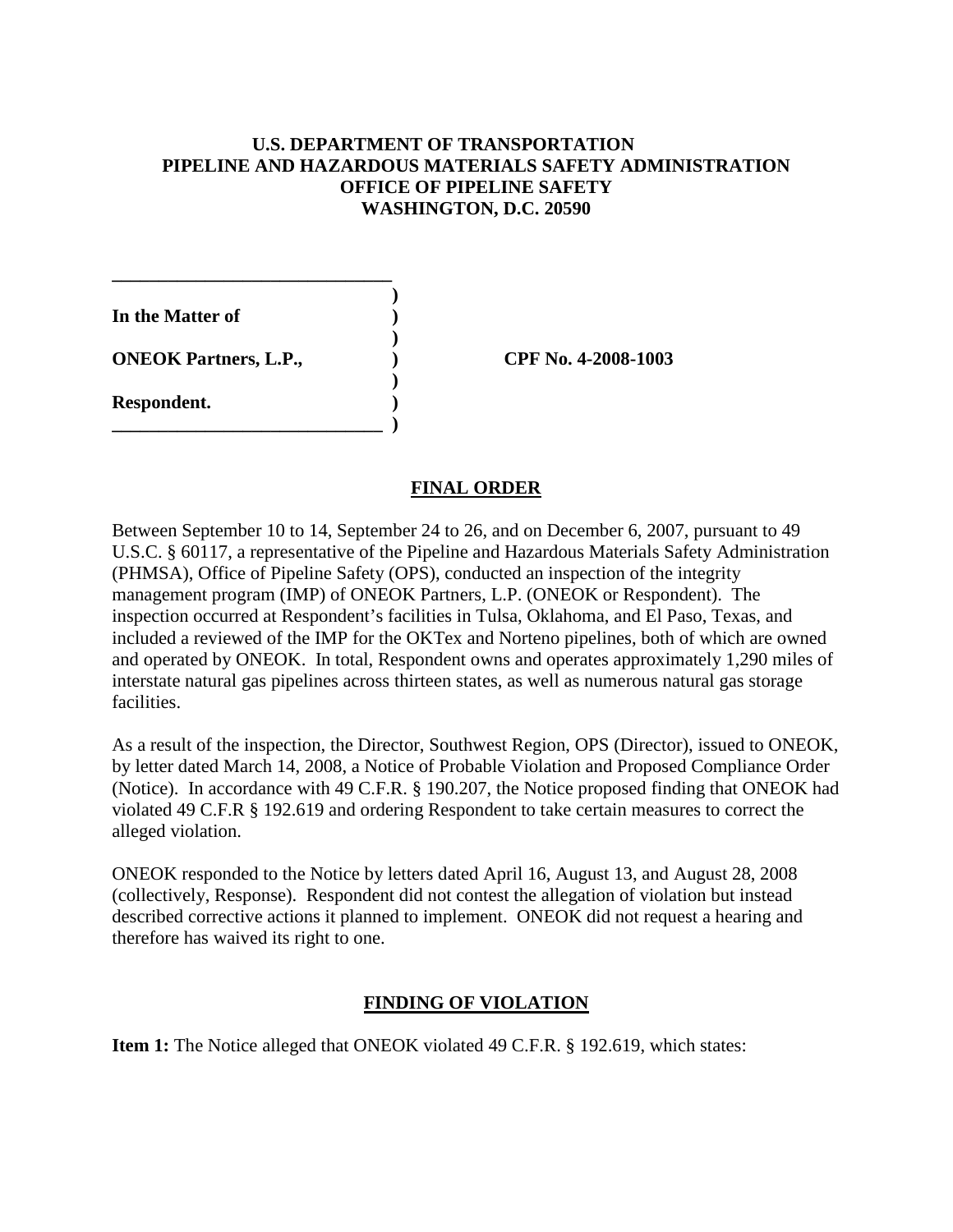**U.S. DEPARTMENT OF TRANSPORTATION**
**PIPELINE AND HAZARDOUS MATERIALS SAFETY ADMINISTRATION**
**OFFICE OF PIPELINE SAFETY**
**WASHINGTON, D.C. 20590**

| | | |
|---|---|---|
| **In the Matter of** | ) | |
| **ONEOK Partners, L.P.,** | ) | **CPF No. 4-2008-1003** |
| **Respondent.** | ) | |

## FINAL ORDER

Between September 10 to 14, September 24 to 26, and on December 6, 2007, pursuant to 49 U.S.C. § 60117, a representative of the Pipeline and Hazardous Materials Safety Administration (PHMSA), Office of Pipeline Safety (OPS), conducted an inspection of the integrity management program (IMP) of ONEOK Partners, L.P. (ONEOK or Respondent). The inspection occurred at Respondent's facilities in Tulsa, Oklahoma, and El Paso, Texas, and included a reviewed of the IMP for the OKTex and Norteno pipelines, both of which are owned and operated by ONEOK. In total, Respondent owns and operates approximately 1,290 miles of interstate natural gas pipelines across thirteen states, as well as numerous natural gas storage facilities.

As a result of the inspection, the Director, Southwest Region, OPS (Director), issued to ONEOK, by letter dated March 14, 2008, a Notice of Probable Violation and Proposed Compliance Order (Notice). In accordance with 49 C.F.R. § 190.207, the Notice proposed finding that ONEOK had violated 49 C.F.R § 192.619 and ordering Respondent to take certain measures to correct the alleged violation.

ONEOK responded to the Notice by letters dated April 16, August 13, and August 28, 2008 (collectively, Response). Respondent did not contest the allegation of violation but instead described corrective actions it planned to implement. ONEOK did not request a hearing and therefore has waived its right to one.

## FINDING OF VIOLATION

**Item 1:** The Notice alleged that ONEOK violated 49 C.F.R. § 192.619, which states: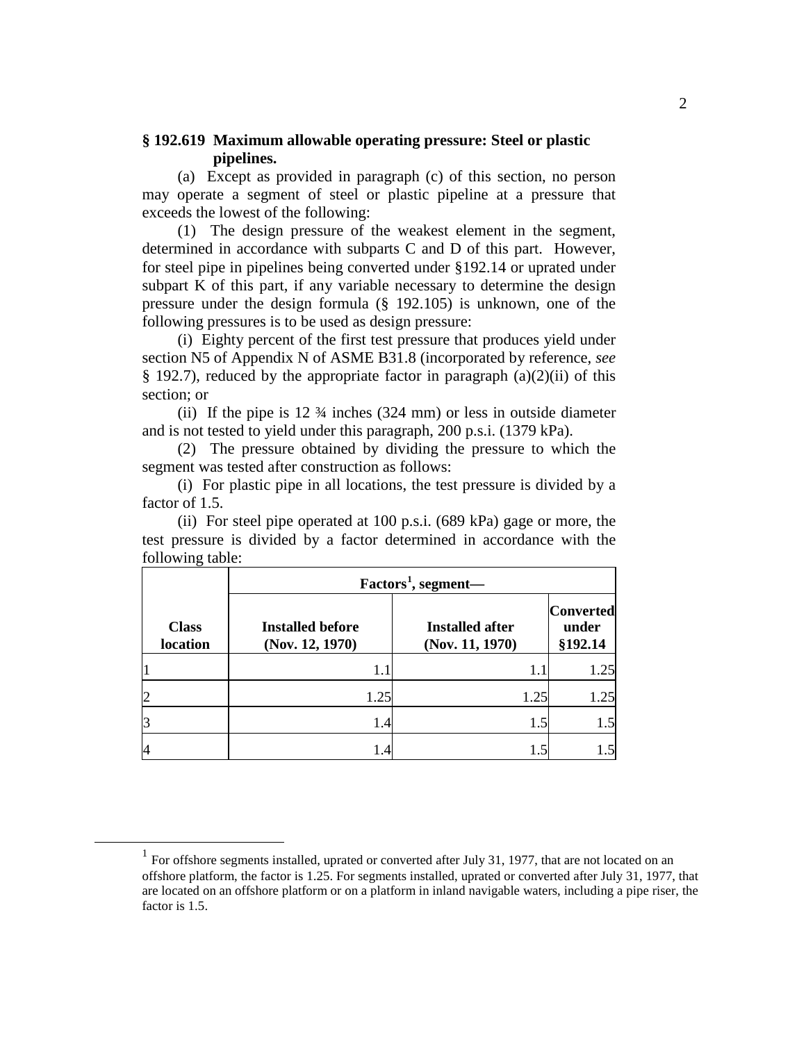### § 192.619 Maximum allowable operating pressure: Steel or plastic pipelines.

(a) Except as provided in paragraph (c) of this section, no person may operate a segment of steel or plastic pipeline at a pressure that exceeds the lowest of the following:

(1) The design pressure of the weakest element in the segment, determined in accordance with subparts C and D of this part. However, for steel pipe in pipelines being converted under §192.14 or uprated under subpart K of this part, if any variable necessary to determine the design pressure under the design formula (§ 192.105) is unknown, one of the following pressures is to be used as design pressure:

(i) Eighty percent of the first test pressure that produces yield under section N5 of Appendix N of ASME B31.8 (incorporated by reference, *see* § 192.7), reduced by the appropriate factor in paragraph (a)(2)(ii) of this section; or

(ii) If the pipe is 12 ¾ inches (324 mm) or less in outside diameter and is not tested to yield under this paragraph, 200 p.s.i. (1379 kPa).

(2) The pressure obtained by dividing the pressure to which the segment was tested after construction as follows:

(i) For plastic pipe in all locations, the test pressure is divided by a factor of 1.5.

(ii) For steel pipe operated at 100 p.s.i. (689 kPa) gage or more, the test pressure is divided by a factor determined in accordance with the following table:

| | **Factors[1], segment—** | | |
|---|---|---|---|
| **Class location** | **Installed before (Nov. 12, 1970)** | **Installed after (Nov. 11, 1970)** | **Converted under §192.14** |
| 1 | 1.1 | 1.1 | 1.25 |
| 2 | 1.25 | 1.25 | 1.25 |
| 3 | 1.4 | 1.5 | 1.5 |
| 4 | 1.4 | 1.5 | 1.5 |

[1] For offshore segments installed, uprated or converted after July 31, 1977, that are not located on an offshore platform, the factor is 1.25. For segments installed, uprated or converted after July 31, 1977, that are located on an offshore platform or on a platform in inland navigable waters, including a pipe riser, the factor is 1.5.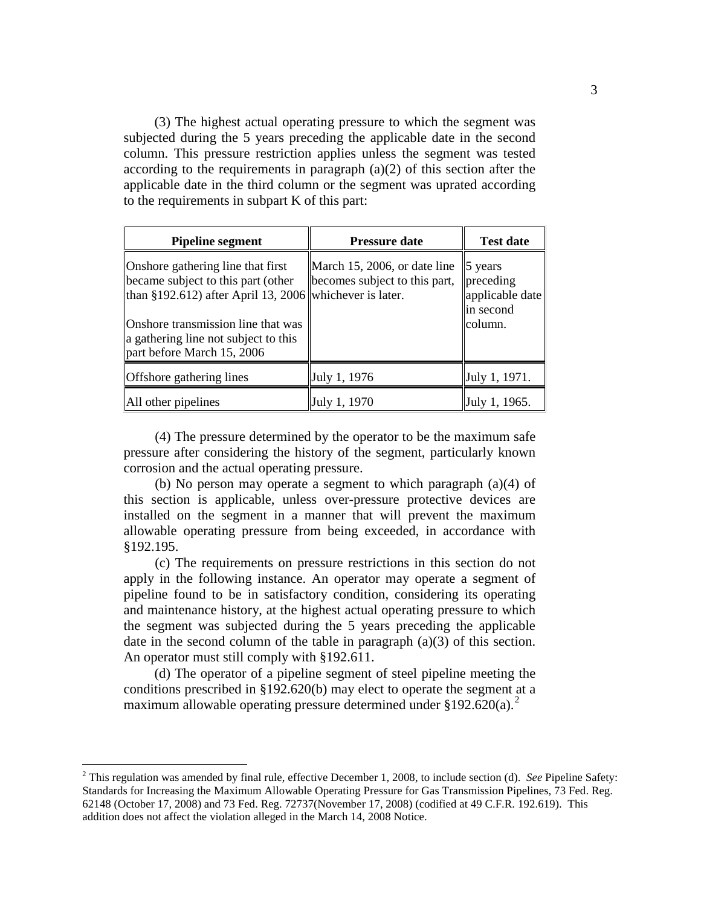(3) The highest actual operating pressure to which the segment was subjected during the 5 years preceding the applicable date in the second column. This pressure restriction applies unless the segment was tested according to the requirements in paragraph (a)(2) of this section after the applicable date in the third column or the segment was uprated according to the requirements in subpart K of this part:

| Pipeline segment | Pressure date | Test date |
|---|---|---|
| Onshore gathering line that first became subject to this part (other than §192.612) after April 13, 2006<br><br>Onshore transmission line that was a gathering line not subject to this part before March 15, 2006 | March 15, 2006, or date line becomes subject to this part, whichever is later. | 5 years preceding applicable date in second column. |
| Offshore gathering lines | July 1, 1976 | July 1, 1971. |
| All other pipelines | July 1, 1970 | July 1, 1965. |

(4) The pressure determined by the operator to be the maximum safe pressure after considering the history of the segment, particularly known corrosion and the actual operating pressure.

(b) No person may operate a segment to which paragraph (a)(4) of this section is applicable, unless over-pressure protective devices are installed on the segment in a manner that will prevent the maximum allowable operating pressure from being exceeded, in accordance with §192.195.

(c) The requirements on pressure restrictions in this section do not apply in the following instance. An operator may operate a segment of pipeline found to be in satisfactory condition, considering its operating and maintenance history, at the highest actual operating pressure to which the segment was subjected during the 5 years preceding the applicable date in the second column of the table in paragraph (a)(3) of this section. An operator must still comply with §192.611.

(d) The operator of a pipeline segment of steel pipeline meeting the conditions prescribed in §192.620(b) may elect to operate the segment at a maximum allowable operating pressure determined under §192.620(a).[2]

[2] This regulation was amended by final rule, effective December 1, 2008, to include section (d). *See* Pipeline Safety: Standards for Increasing the Maximum Allowable Operating Pressure for Gas Transmission Pipelines, 73 Fed. Reg. 62148 (October 17, 2008) and 73 Fed. Reg. 72737(November 17, 2008) (codified at 49 C.F.R. 192.619). This addition does not affect the violation alleged in the March 14, 2008 Notice.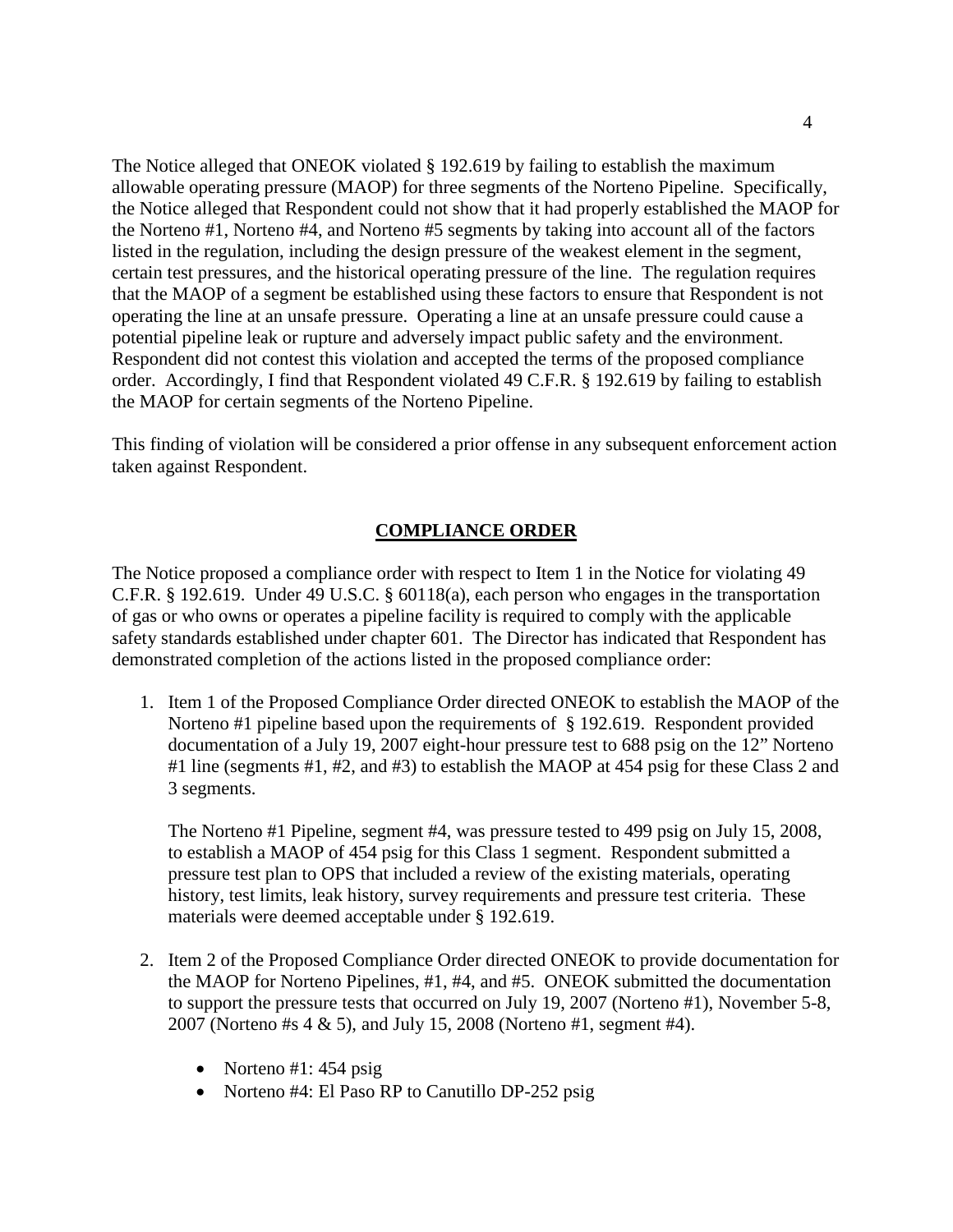The Notice alleged that ONEOK violated § 192.619 by failing to establish the maximum allowable operating pressure (MAOP) for three segments of the Norteno Pipeline. Specifically, the Notice alleged that Respondent could not show that it had properly established the MAOP for the Norteno #1, Norteno #4, and Norteno #5 segments by taking into account all of the factors listed in the regulation, including the design pressure of the weakest element in the segment, certain test pressures, and the historical operating pressure of the line. The regulation requires that the MAOP of a segment be established using these factors to ensure that Respondent is not operating the line at an unsafe pressure. Operating a line at an unsafe pressure could cause a potential pipeline leak or rupture and adversely impact public safety and the environment. Respondent did not contest this violation and accepted the terms of the proposed compliance order. Accordingly, I find that Respondent violated 49 C.F.R. § 192.619 by failing to establish the MAOP for certain segments of the Norteno Pipeline.

This finding of violation will be considered a prior offense in any subsequent enforcement action taken against Respondent.

## COMPLIANCE ORDER

The Notice proposed a compliance order with respect to Item 1 in the Notice for violating 49 C.F.R. § 192.619. Under 49 U.S.C. § 60118(a), each person who engages in the transportation of gas or who owns or operates a pipeline facility is required to comply with the applicable safety standards established under chapter 601. The Director has indicated that Respondent has demonstrated completion of the actions listed in the proposed compliance order:

1. Item 1 of the Proposed Compliance Order directed ONEOK to establish the MAOP of the Norteno #1 pipeline based upon the requirements of § 192.619. Respondent provided documentation of a July 19, 2007 eight-hour pressure test to 688 psig on the 12" Norteno #1 line (segments #1, #2, and #3) to establish the MAOP at 454 psig for these Class 2 and 3 segments.

   The Norteno #1 Pipeline, segment #4, was pressure tested to 499 psig on July 15, 2008, to establish a MAOP of 454 psig for this Class 1 segment. Respondent submitted a pressure test plan to OPS that included a review of the existing materials, operating history, test limits, leak history, survey requirements and pressure test criteria. These materials were deemed acceptable under § 192.619.

2. Item 2 of the Proposed Compliance Order directed ONEOK to provide documentation for the MAOP for Norteno Pipelines, #1, #4, and #5. ONEOK submitted the documentation to support the pressure tests that occurred on July 19, 2007 (Norteno #1), November 5-8, 2007 (Norteno #s 4 & 5), and July 15, 2008 (Norteno #1, segment #4).

   - Norteno #1: 454 psig
   - Norteno #4: El Paso RP to Canutillo DP-252 psig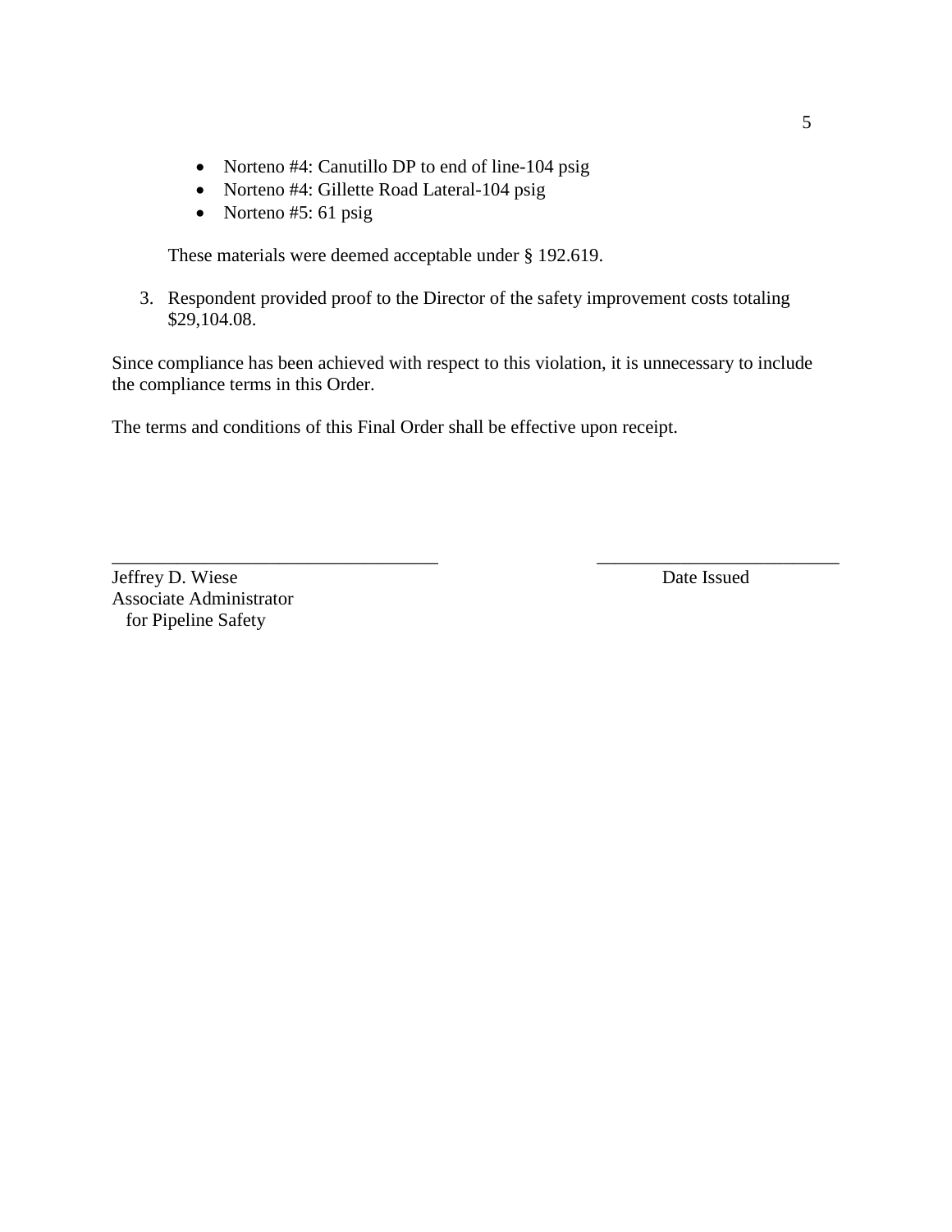- Norteno #4: Canutillo DP to end of line-104 psig
- Norteno #4: Gillette Road Lateral-104 psig
- Norteno #5: 61 psig

These materials were deemed acceptable under § 192.619.

3. Respondent provided proof to the Director of the safety improvement costs totaling $29,104.08.

Since compliance has been achieved with respect to this violation, it is unnecessary to include the compliance terms in this Order.

The terms and conditions of this Final Order shall be effective upon receipt.

\_\_\_\_\_\_\_\_\_\_\_\_\_\_\_\_\_\_\_\_\_\_\_\_\_\_\_\_\_\_\_\_\_\_\_

Jeffrey D. Wiese
Associate Administrator
for Pipeline Safety

\_\_\_\_\_\_\_\_\_\_\_\_\_\_\_\_\_\_\_\_\_\_\_\_\_\_

Date Issued